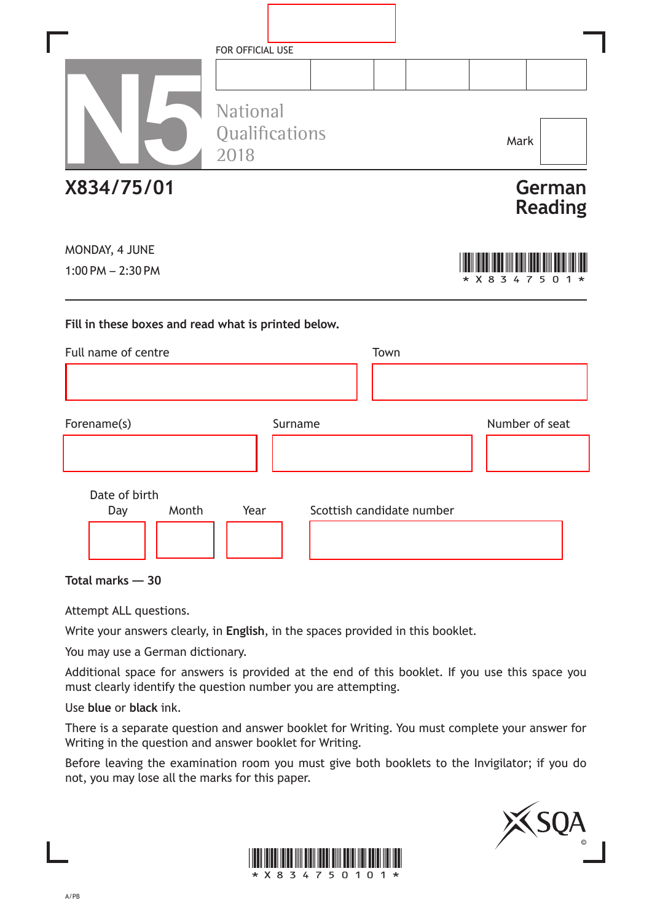FOR OFFICIAL USE

N5

National Qualifications 2018

Mark

**X834/75/01**

# German Reading

MONDAY, 4 JUNE

1:00 PM – 2:30 PM

\* X 8 3 4 7 5 0 1 \*

**Fill in these boxes and read what is printed below.**

Full name of centre

Town

Forename(s)

Surname

Number of seat

Date of birth

Day Month Year

Scottish candidate number

**Total marks — 30**

Attempt ALL questions.

Write your answers clearly, in **English**, in the spaces provided in this booklet.

You may use a German dictionary.

Additional space for answers is provided at the end of this booklet. If you use this space you must clearly identify the question number you are attempting.

Use **blue** or **black** ink.

There is a separate question and answer booklet for Writing. You must complete your answer for Writing in the question and answer booklet for Writing.

Before leaving the examination room you must give both booklets to the Invigilator; if you do not, you may lose all the marks for this paper.

\* X 8 3 4 7 5 0 1 0 1 \*

A/PB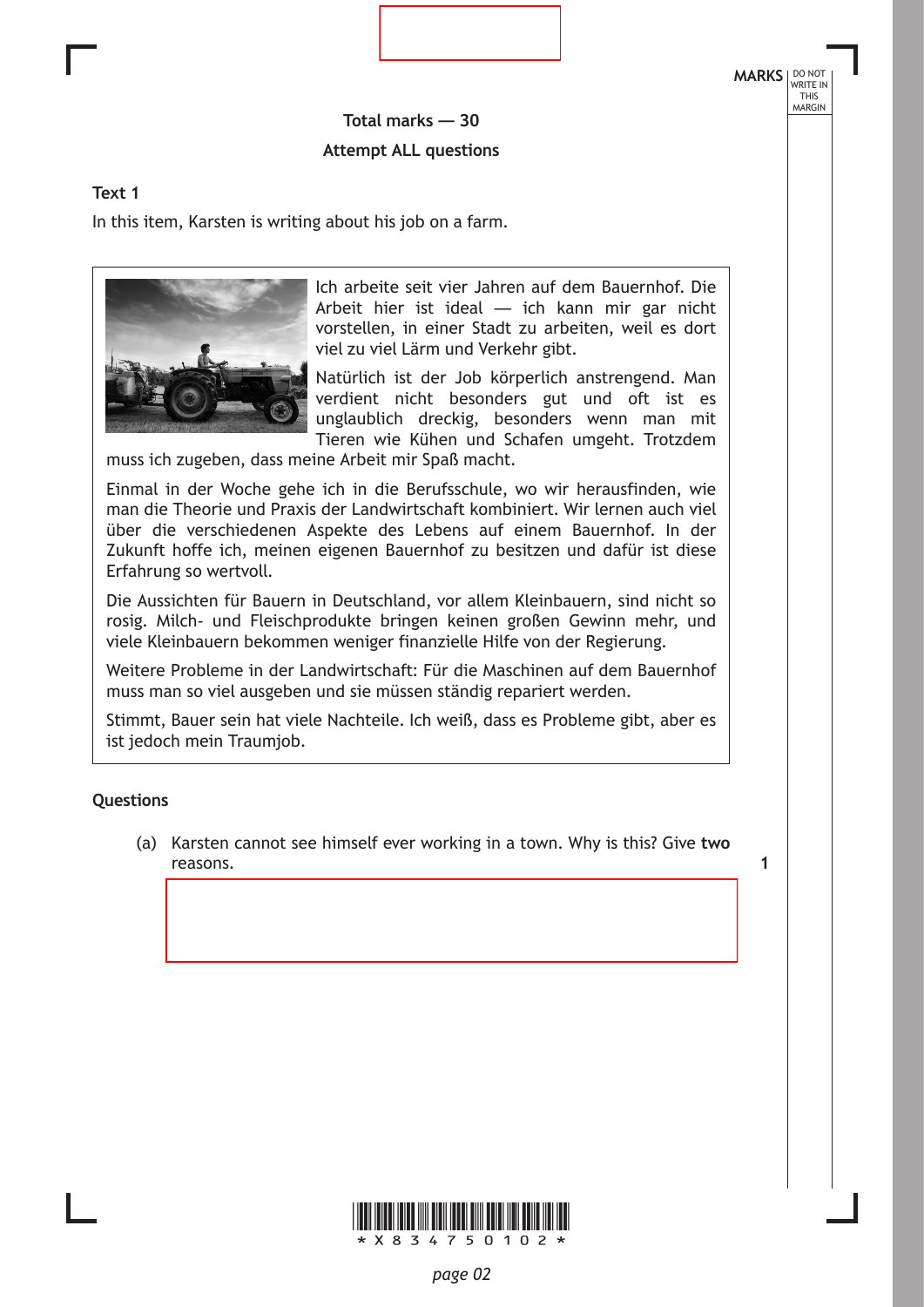**Total marks — 30**

**Attempt ALL questions**

**Text 1**

In this item, Karsten is writing about his job on a farm.

Ich arbeite seit vier Jahren auf dem Bauernhof. Die Arbeit hier ist ideal — ich kann mir gar nicht vorstellen, in einer Stadt zu arbeiten, weil es dort viel zu viel Lärm und Verkehr gibt.

Natürlich ist der Job körperlich anstrengend. Man verdient nicht besonders gut und oft ist es unglaublich dreckig, besonders wenn man mit Tieren wie Kühen und Schafen umgeht. Trotzdem muss ich zugeben, dass meine Arbeit mir Spaß macht.

Einmal in der Woche gehe ich in die Berufsschule, wo wir herausfinden, wie man die Theorie und Praxis der Landwirtschaft kombiniert. Wir lernen auch viel über die verschiedenen Aspekte des Lebens auf einem Bauernhof. In der Zukunft hoffe ich, meinen eigenen Bauernhof zu besitzen und dafür ist diese Erfahrung so wertvoll.

Die Aussichten für Bauern in Deutschland, vor allem Kleinbauern, sind nicht so rosig. Milch- und Fleischprodukte bringen keinen großen Gewinn mehr, und viele Kleinbauern bekommen weniger finanzielle Hilfe von der Regierung.

Weitere Probleme in der Landwirtschaft: Für die Maschinen auf dem Bauernhof muss man so viel ausgeben und sie müssen ständig repariert werden.

Stimmt, Bauer sein hat viele Nachteile. Ich weiß, dass es Probleme gibt, aber es ist jedoch mein Traumjob.

**Questions**

(a) Karsten cannot see himself ever working in a town. Why is this? Give **two** reasons. **1**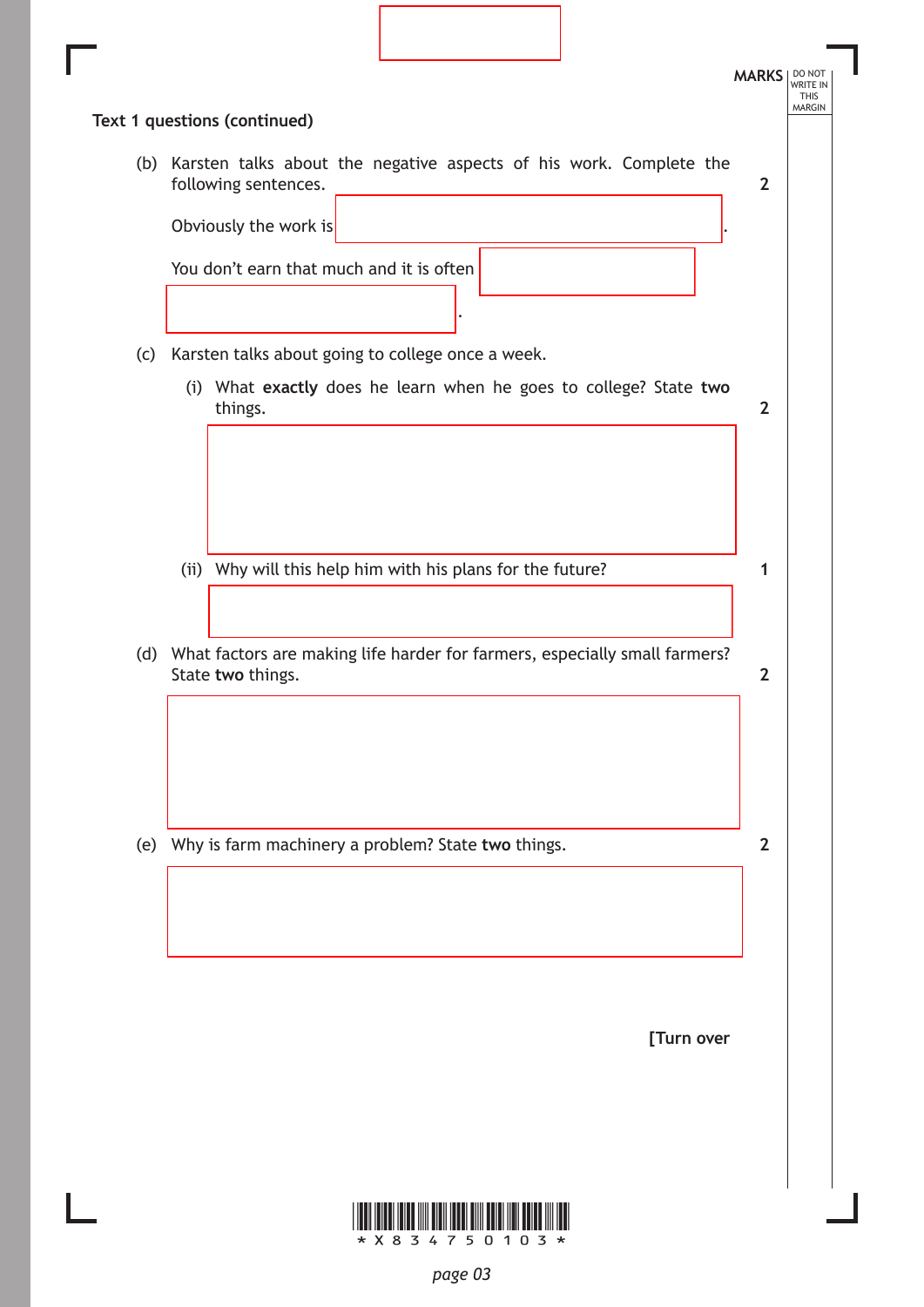**Text 1 questions (continued)**

(b) Karsten talks about the negative aspects of his work. Complete the following sentences. **2**

Obviously the work is ______________________.

You don't earn that much and it is often ______________ ______________________.

(c) Karsten talks about going to college once a week.

(i) What **exactly** does he learn when he goes to college? State **two** things. **2**

(ii) Why will this help him with his plans for the future? **1**

(d) What factors are making life harder for farmers, especially small farmers? State **two** things. **2**

(e) Why is farm machinery a problem? State **two** things. **2**

[Turn over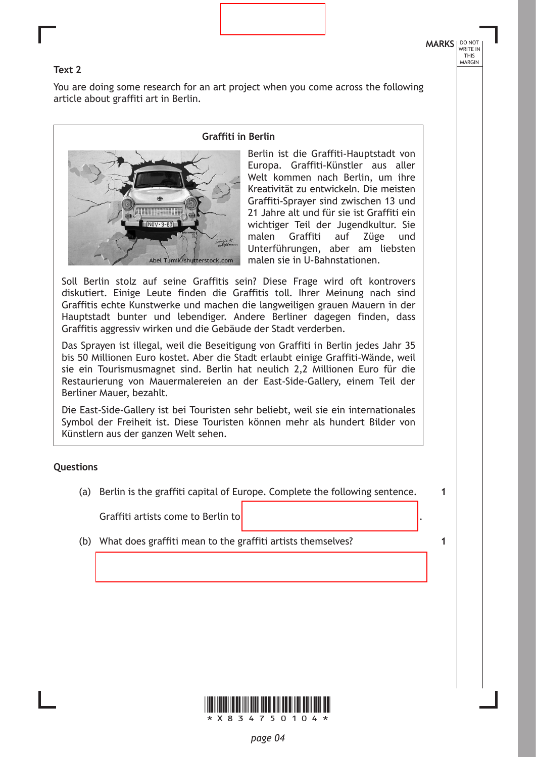**Text 2**

You are doing some research for an art project when you come across the following article about graffiti art in Berlin.

**Graffiti in Berlin**

Berlin ist die Graffiti-Hauptstadt von Europa. Graffiti-Künstler aus aller Welt kommen nach Berlin, um ihre Kreativität zu entwickeln. Die meisten Graffiti-Sprayer sind zwischen 13 und 21 Jahre alt und für sie ist Graffiti ein wichtiger Teil der Jugendkultur. Sie malen Graffiti auf Züge und Unterführungen, aber am liebsten malen sie in U-Bahnstationen.

Soll Berlin stolz auf seine Graffitis sein? Diese Frage wird oft kontrovers diskutiert. Einige Leute finden die Graffitis toll. Ihrer Meinung nach sind Graffitis echte Kunstwerke und machen die langweiligen grauen Mauern in der Hauptstadt bunter und lebendiger. Andere Berliner dagegen finden, dass Graffitis aggressiv wirken und die Gebäude der Stadt verderben.

Das Sprayen ist illegal, weil die Beseitigung von Graffiti in Berlin jedes Jahr 35 bis 50 Millionen Euro kostet. Aber die Stadt erlaubt einige Graffiti-Wände, weil sie ein Tourismusmagnet sind. Berlin hat neulich 2,2 Millionen Euro für die Restaurierung von Mauermalereien an der East-Side-Gallery, einem Teil der Berliner Mauer, bezahlt.

Die East-Side-Gallery ist bei Touristen sehr beliebt, weil sie ein internationales Symbol der Freiheit ist. Diese Touristen können mehr als hundert Bilder von Künstlern aus der ganzen Welt sehen.

**Questions**

(a) Berlin is the graffiti capital of Europe. Complete the following sentence. **1**

Graffiti artists come to Berlin to ________________.

(b) What does graffiti mean to the graffiti artists themselves? **1**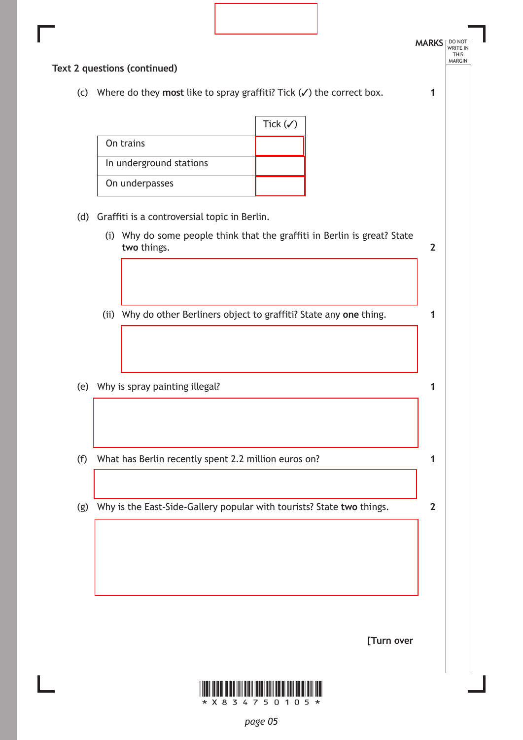**Text 2 questions (continued)**

(c) Where do they **most** like to spray graffiti? Tick (✓) the correct box. **1**

| | Tick (✓) |
|---|---|
| On trains | |
| In underground stations | |
| On underpasses | |

(d) Graffiti is a controversial topic in Berlin.

(i) Why do some people think that the graffiti in Berlin is great? State **two** things. **2**

(ii) Why do other Berliners object to graffiti? State any **one** thing. **1**

(e) Why is spray painting illegal? **1**

(f) What has Berlin recently spent 2.2 million euros on? **1**

(g) Why is the East-Side-Gallery popular with tourists? State **two** things. **2**

**[Turn over**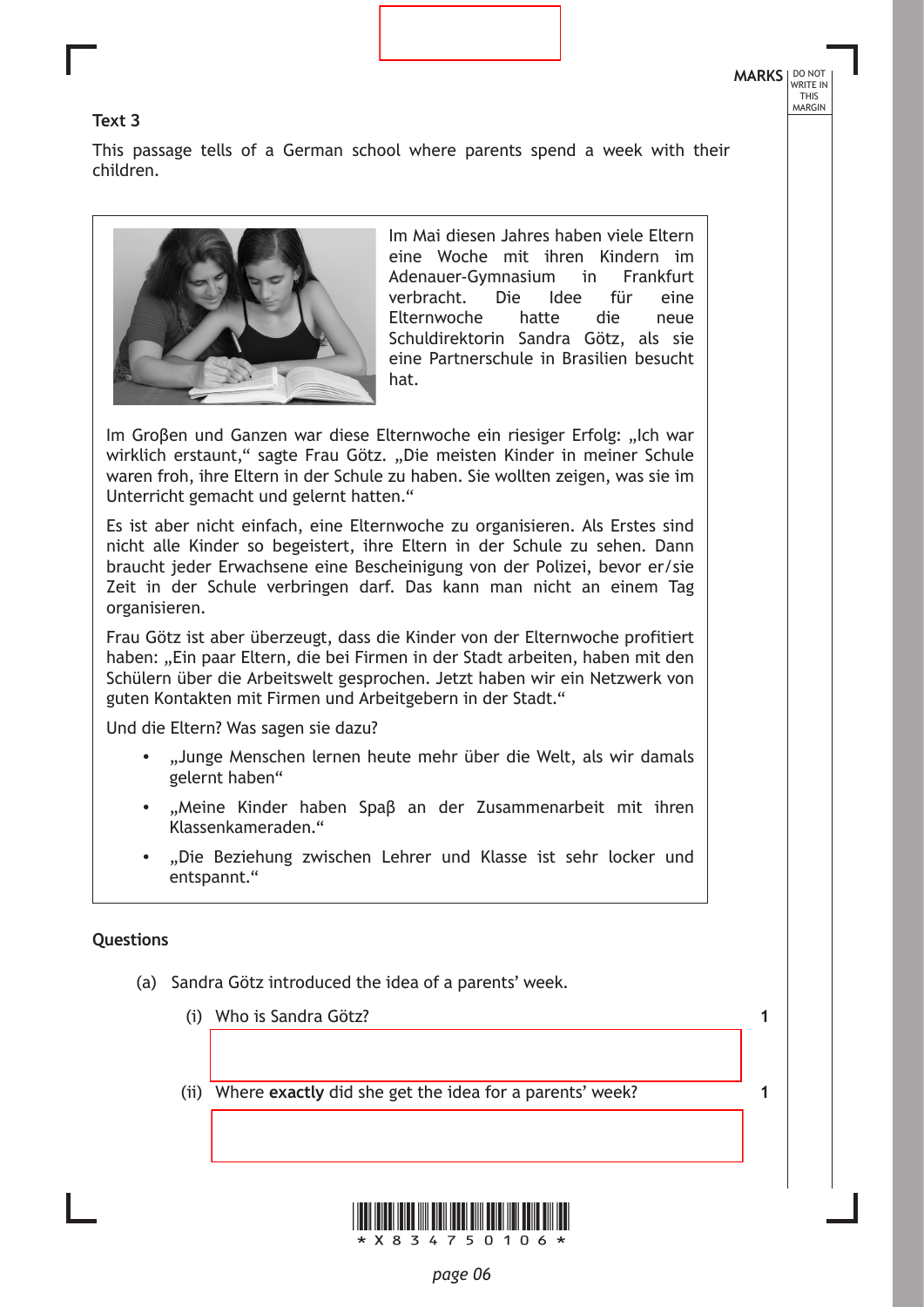### Text 3

This passage tells of a German school where parents spend a week with their children.

Im Mai diesen Jahres haben viele Eltern eine Woche mit ihren Kindern im Adenauer-Gymnasium in Frankfurt verbracht. Die Idee für eine Elternwoche hatte die neue Schuldirektorin Sandra Götz, als sie eine Partnerschule in Brasilien besucht hat.

Im Groβen und Ganzen war diese Elternwoche ein riesiger Erfolg: „Ich war wirklich erstaunt," sagte Frau Götz. „Die meisten Kinder in meiner Schule waren froh, ihre Eltern in der Schule zu haben. Sie wollten zeigen, was sie im Unterricht gemacht und gelernt hatten."

Es ist aber nicht einfach, eine Elternwoche zu organisieren. Als Erstes sind nicht alle Kinder so begeistert, ihre Eltern in der Schule zu sehen. Dann braucht jeder Erwachsene eine Bescheinigung von der Polizei, bevor er/sie Zeit in der Schule verbringen darf. Das kann man nicht an einem Tag organisieren.

Frau Götz ist aber überzeugt, dass die Kinder von der Elternwoche profitiert haben: „Ein paar Eltern, die bei Firmen in der Stadt arbeiten, haben mit den Schülern über die Arbeitswelt gesprochen. Jetzt haben wir ein Netzwerk von guten Kontakten mit Firmen und Arbeitgebern in der Stadt."

Und die Eltern? Was sagen sie dazu?

- „Junge Menschen lernen heute mehr über die Welt, als wir damals gelernt haben"
- „Meine Kinder haben Spaβ an der Zusammenarbeit mit ihren Klassenkameraden."
- „Die Beziehung zwischen Lehrer und Klasse ist sehr locker und entspannt."

### Questions

(a) Sandra Götz introduced the idea of a parents' week.

(i) Who is Sandra Götz? **1**

(ii) Where **exactly** did she get the idea for a parents' week? **1**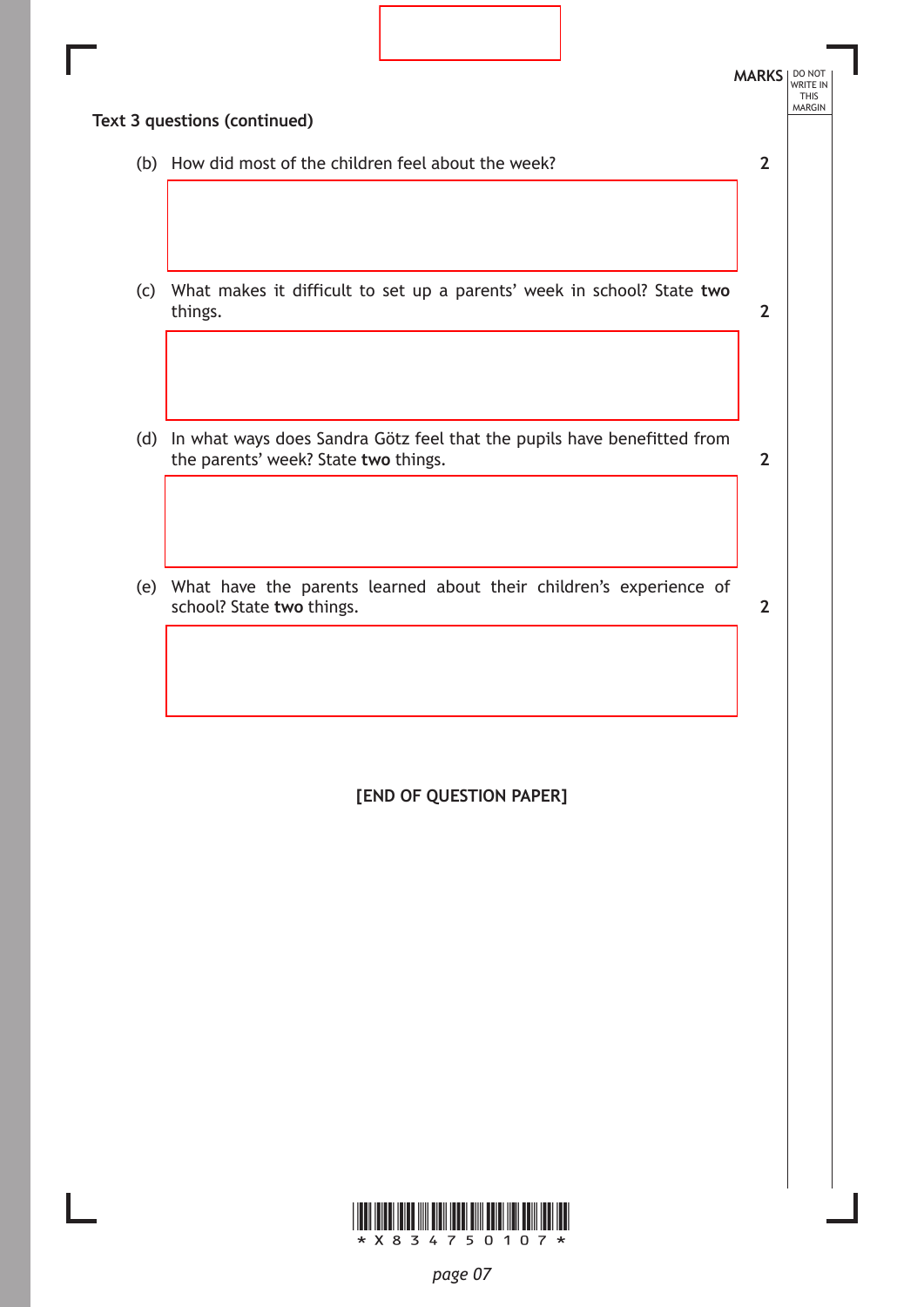**Text 3 questions (continued)**

(b) How did most of the children feel about the week? **2**

(c) What makes it difficult to set up a parents' week in school? State **two** things. **2**

(d) In what ways does Sandra Götz feel that the pupils have benefitted from the parents' week? State **two** things. **2**

(e) What have the parents learned about their children's experience of school? State **two** things. **2**

**[END OF QUESTION PAPER]**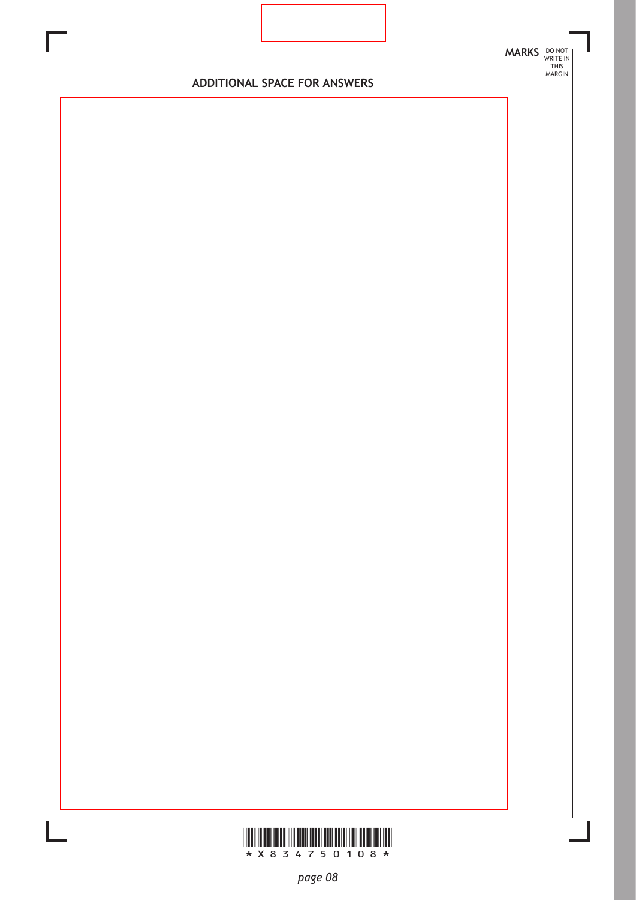MARKS DO NOT WRITE IN THIS MARGIN

## ADDITIONAL SPACE FOR ANSWERS

*X834750108*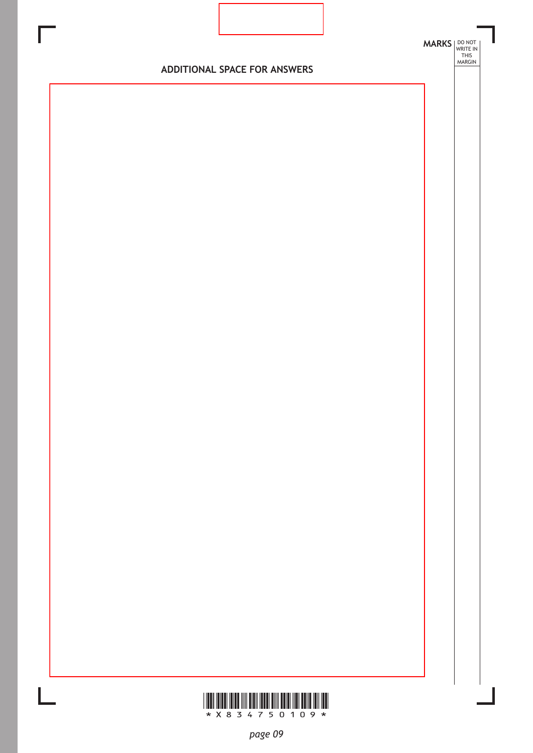## ADDITIONAL SPACE FOR ANSWERS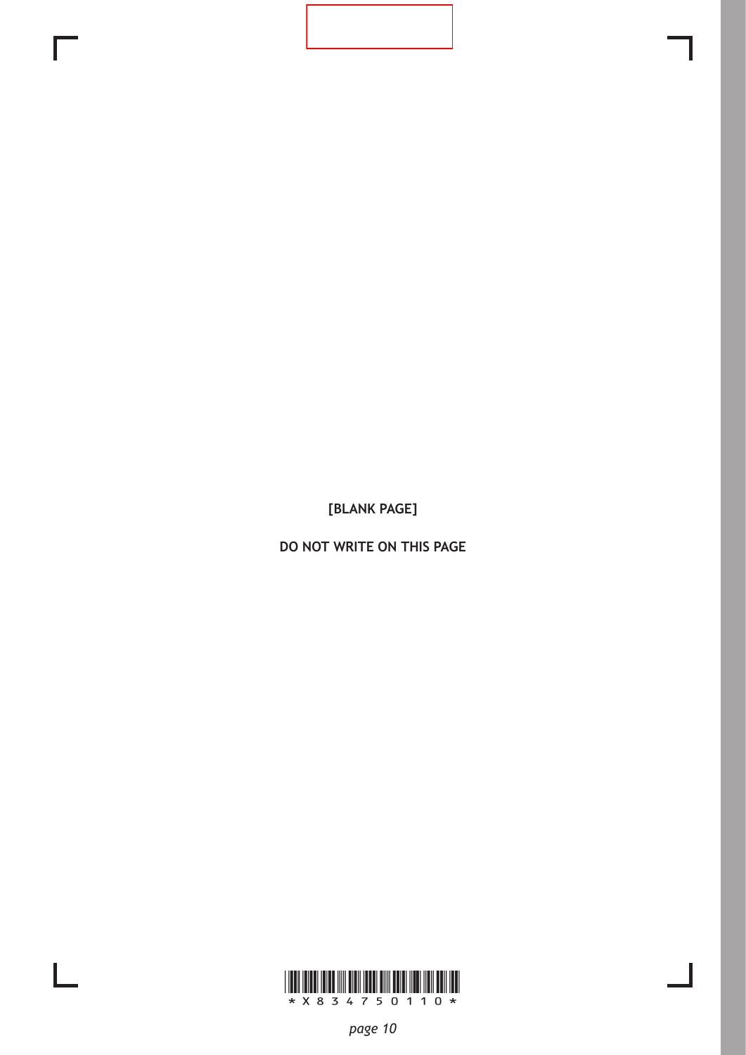[BLANK PAGE]

DO NOT WRITE ON THIS PAGE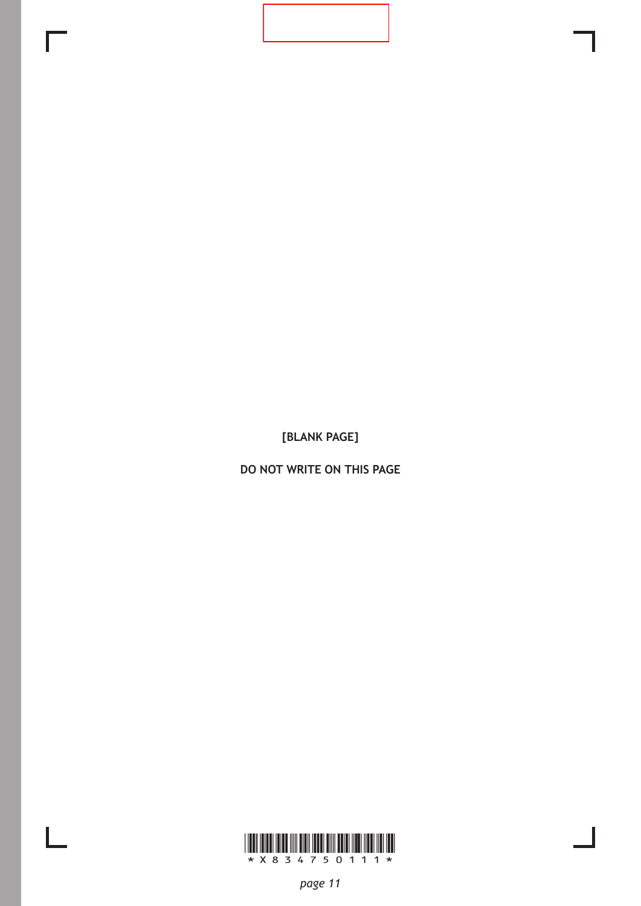[BLANK PAGE]

DO NOT WRITE ON THIS PAGE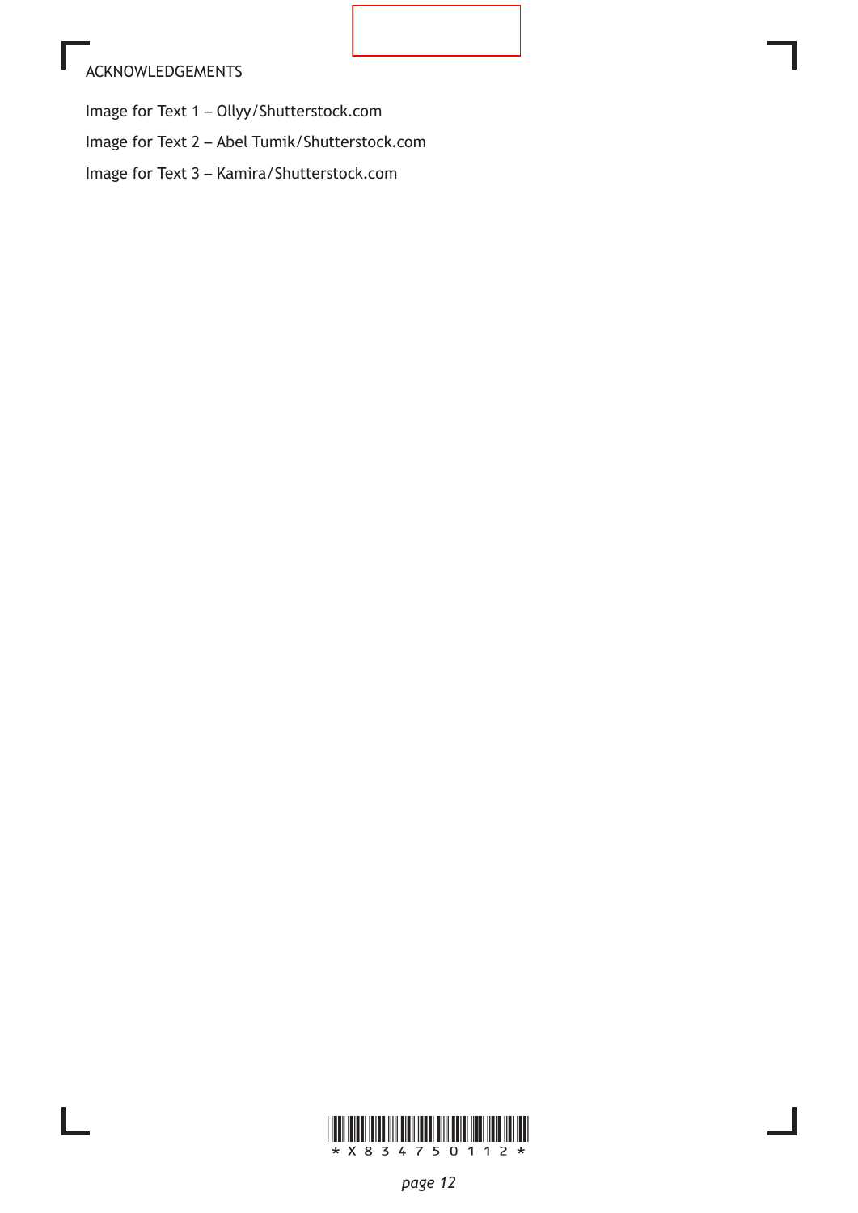ACKNOWLEDGEMENTS

Image for Text 1 – Ollyy/Shutterstock.com

Image for Text 2 – Abel Tumik/Shutterstock.com

Image for Text 3 – Kamira/Shutterstock.com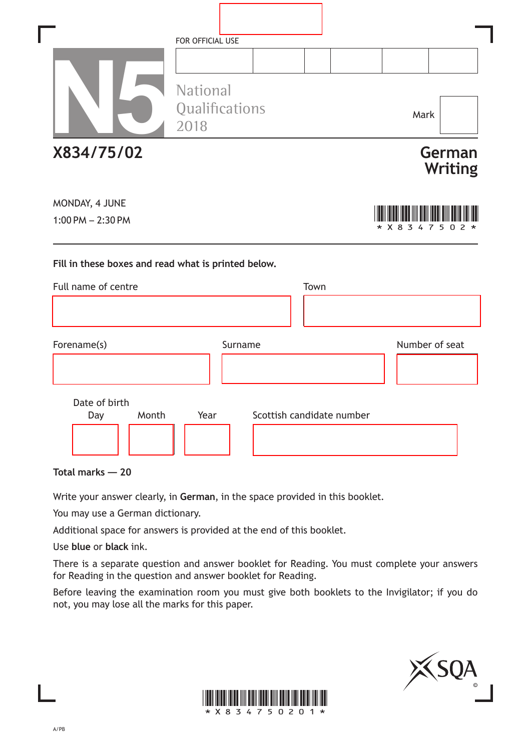FOR OFFICIAL USE

| | | | | | |
|---|---|---|---|---|---|
| | | | | | |

N5

National Qualifications 2018

Mark

**X834/75/02**

# German Writing

MONDAY, 4 JUNE

1:00 PM – 2:30 PM

*X834750 2*

**Fill in these boxes and read what is printed below.**

Full name of centre

Town

Forename(s)

Surname

Number of seat

Date of birth

Day Month Year

Scottish candidate number

**Total marks — 20**

Write your answer clearly, in **German**, in the space provided in this booklet.

You may use a German dictionary.

Additional space for answers is provided at the end of this booklet.

Use **blue** or **black** ink.

There is a separate question and answer booklet for Reading. You must complete your answers for Reading in the question and answer booklet for Reading.

Before leaving the examination room you must give both booklets to the Invigilator; if you do not, you may lose all the marks for this paper.

*X8347502 01*

A/PB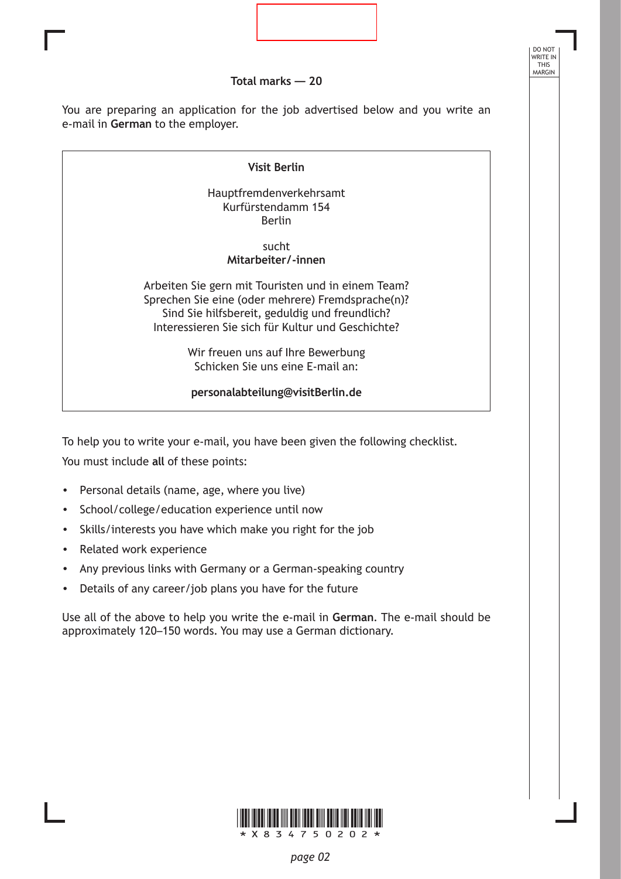**Total marks — 20**

You are preparing an application for the job advertised below and you write an e-mail in **German** to the employer.

> **Visit Berlin**
>
> Hauptfremdenverkehrsamt
> Kurfürstendamm 154
> Berlin
>
> sucht
> **Mitarbeiter/-innen**
>
> Arbeiten Sie gern mit Touristen und in einem Team?
> Sprechen Sie eine (oder mehrere) Fremdsprache(n)?
> Sind Sie hilfsbereit, geduldig und freundlich?
> Interessieren Sie sich für Kultur und Geschichte?
>
> Wir freuen uns auf Ihre Bewerbung
> Schicken Sie uns eine E-mail an:
>
> **personalabteilung@visitBerlin.de**

To help you to write your e-mail, you have been given the following checklist.

You must include **all** of these points:

- Personal details (name, age, where you live)
- School/college/education experience until now
- Skills/interests you have which make you right for the job
- Related work experience
- Any previous links with Germany or a German-speaking country
- Details of any career/job plans you have for the future

Use all of the above to help you write the e-mail in **German**. The e-mail should be approximately 120–150 words. You may use a German dictionary.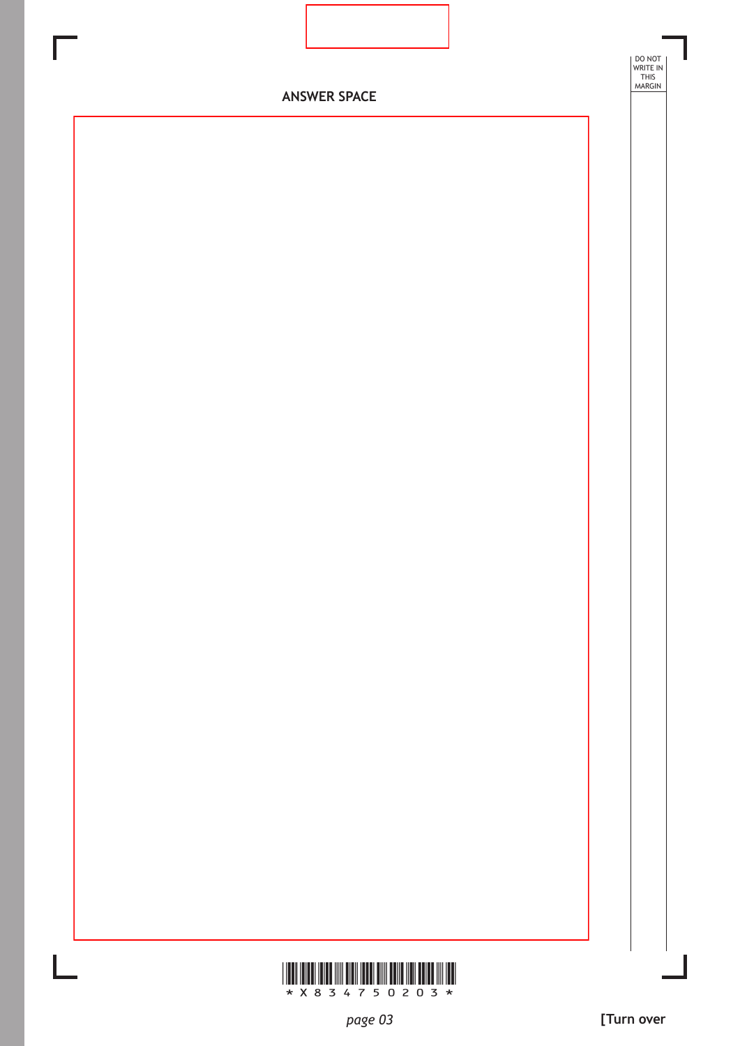**ANSWER SPACE**

**[Turn over**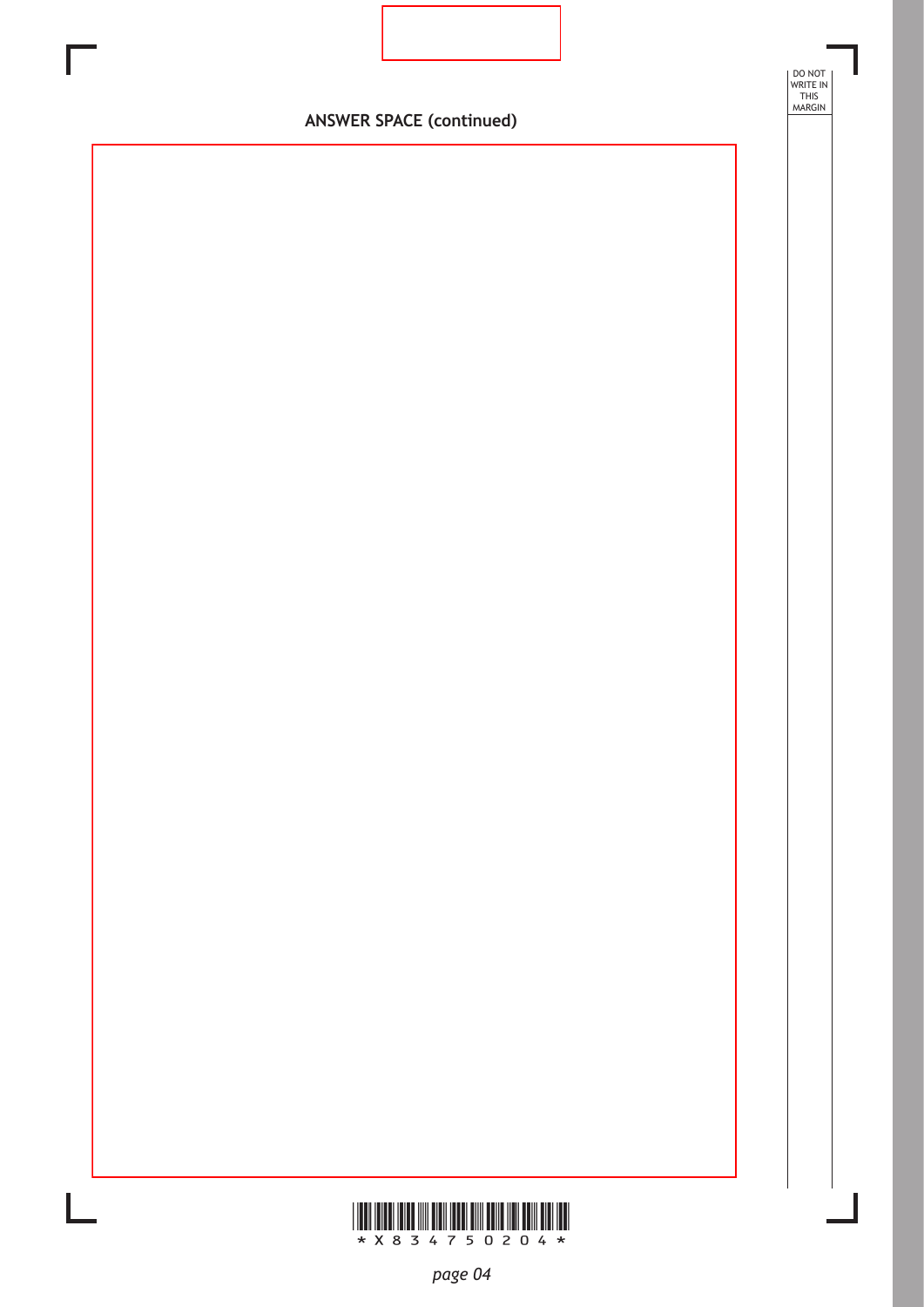**ANSWER SPACE (continued)**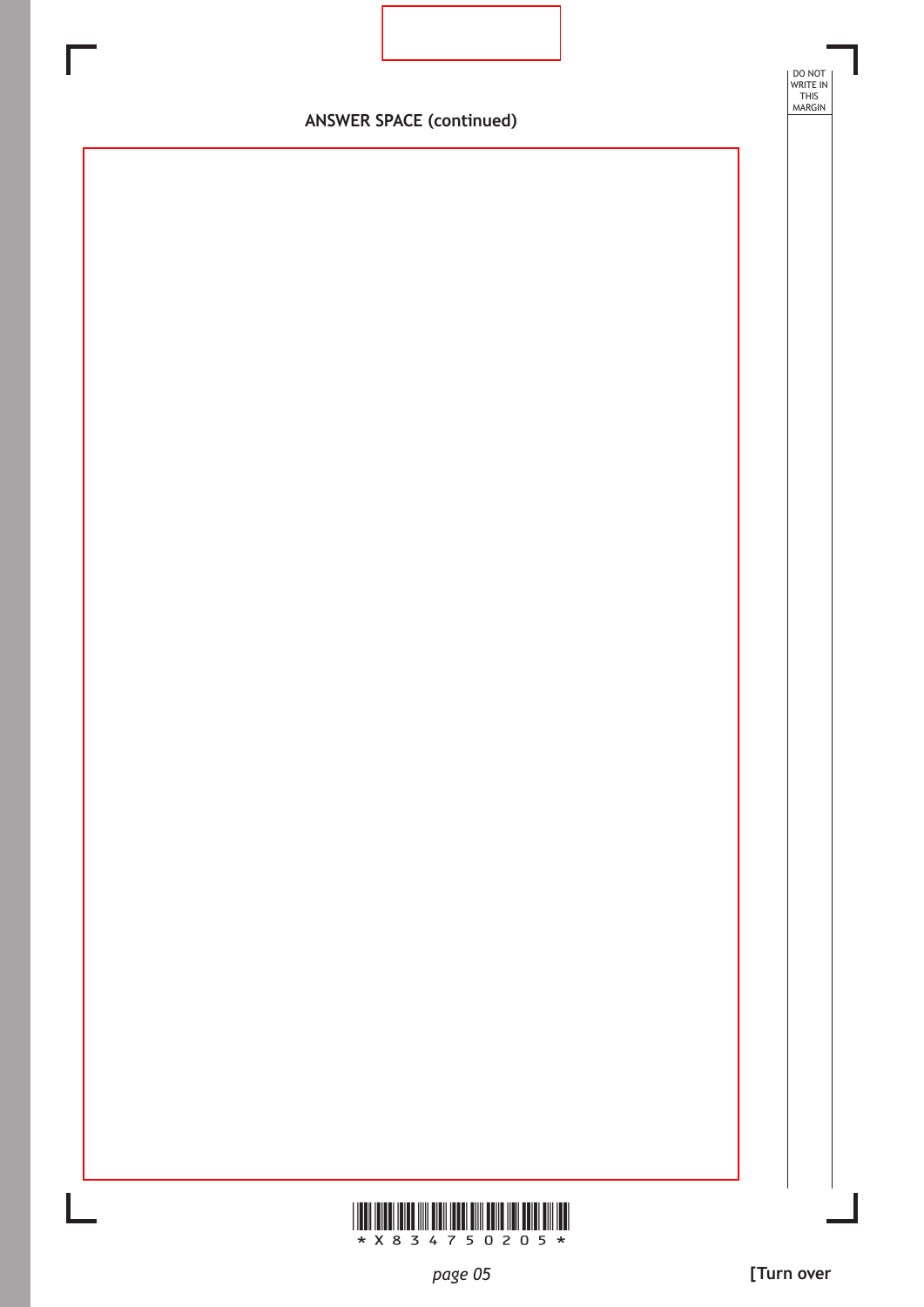**ANSWER SPACE (continued)**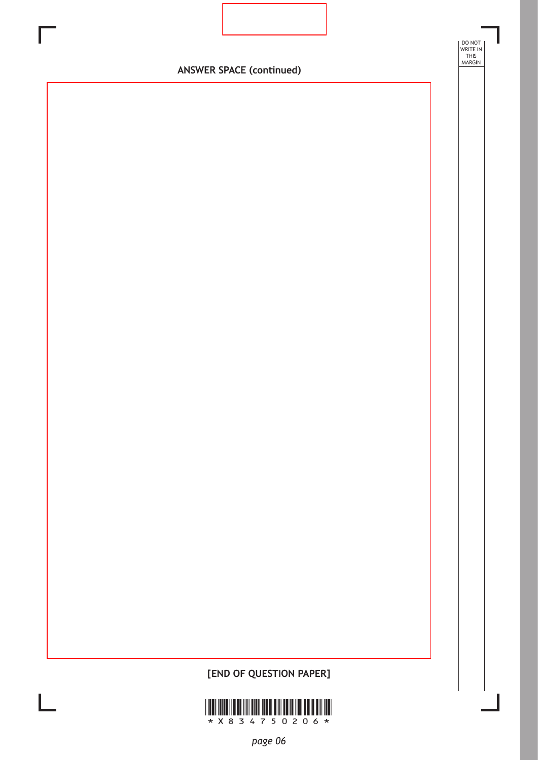ANSWER SPACE (continued)

[END OF QUESTION PAPER]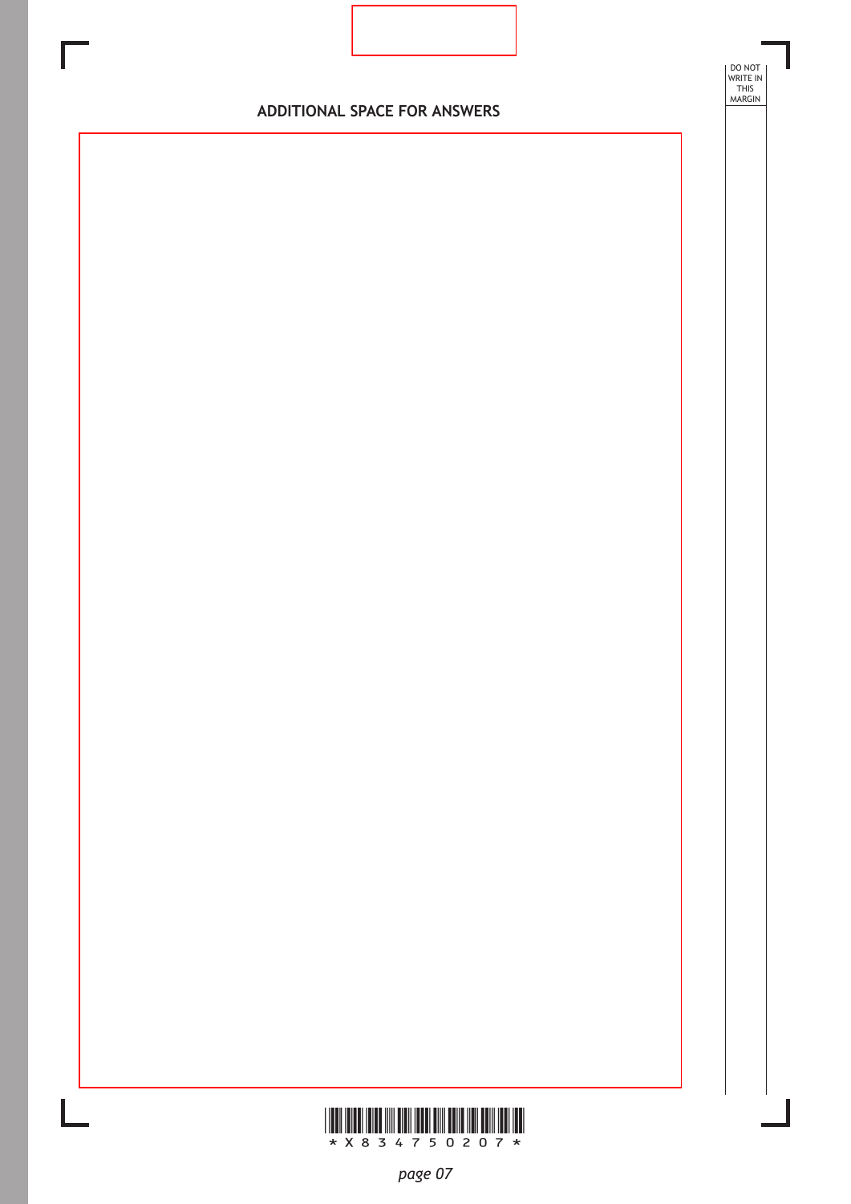## ADDITIONAL SPACE FOR ANSWERS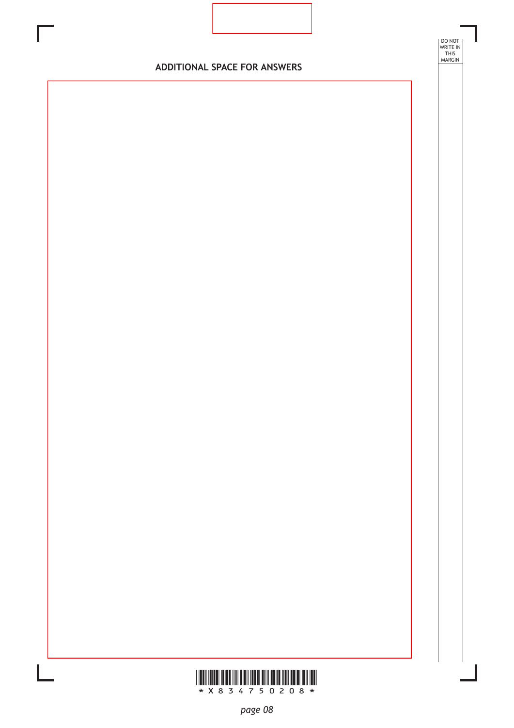## ADDITIONAL SPACE FOR ANSWERS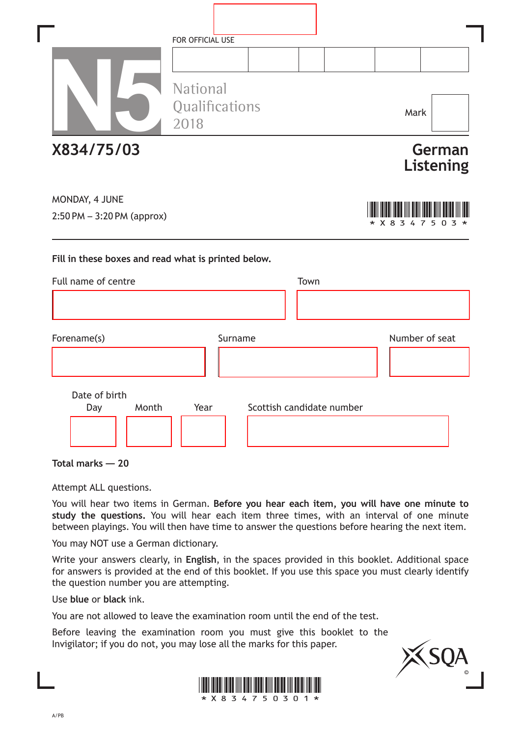FOR OFFICIAL USE

# N5

National Qualifications 2018

Mark

**X834/75/03**

**German Listening**

MONDAY, 4 JUNE

2:50 PM – 3:20 PM (approx)

\* X 8 3 4 7 5 0 3 \*

**Fill in these boxes and read what is printed below.**

Full name of centre | Town

Forename(s) | Surname | Number of seat

Date of birth: Day | Month | Year

Scottish candidate number

**Total marks — 20**

Attempt ALL questions.

You will hear two items in German. **Before you hear each item, you will have one minute to study the questions.** You will hear each item three times, with an interval of one minute between playings. You will then have time to answer the questions before hearing the next item.

You may NOT use a German dictionary.

Write your answers clearly, in **English**, in the spaces provided in this booklet. Additional space for answers is provided at the end of this booklet. If you use this space you must clearly identify the question number you are attempting.

Use **blue** or **black** ink.

You are not allowed to leave the examination room until the end of the test.

Before leaving the examination room you must give this booklet to the Invigilator; if you do not, you may lose all the marks for this paper.

\* X 8 3 4 7 5 0 3 0 1 \*

A/PB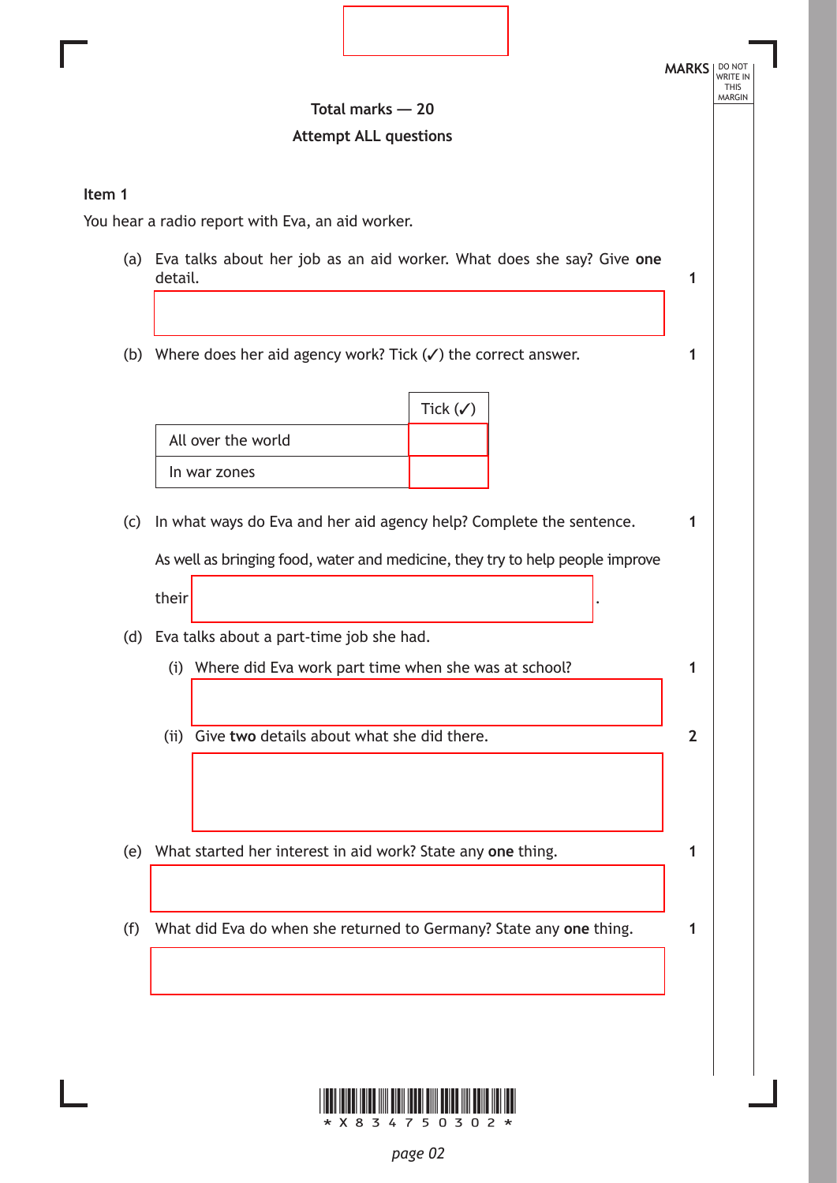**Total marks — 20**

**Attempt ALL questions**

**Item 1**

You hear a radio report with Eva, an aid worker.

(a) Eva talks about her job as an aid worker. What does she say? Give **one** detail. **1**

(b) Where does her aid agency work? Tick (✓) the correct answer. **1**

| | Tick (✓) |
|---|---|
| All over the world | |
| In war zones | |

(c) In what ways do Eva and her aid agency help? Complete the sentence. **1**

As well as bringing food, water and medicine, they try to help people improve their ________________.

(d) Eva talks about a part-time job she had.

(i) Where did Eva work part time when she was at school? **1**

(ii) Give **two** details about what she did there. **2**

(e) What started her interest in aid work? State any **one** thing. **1**

(f) What did Eva do when she returned to Germany? State any **one** thing. **1**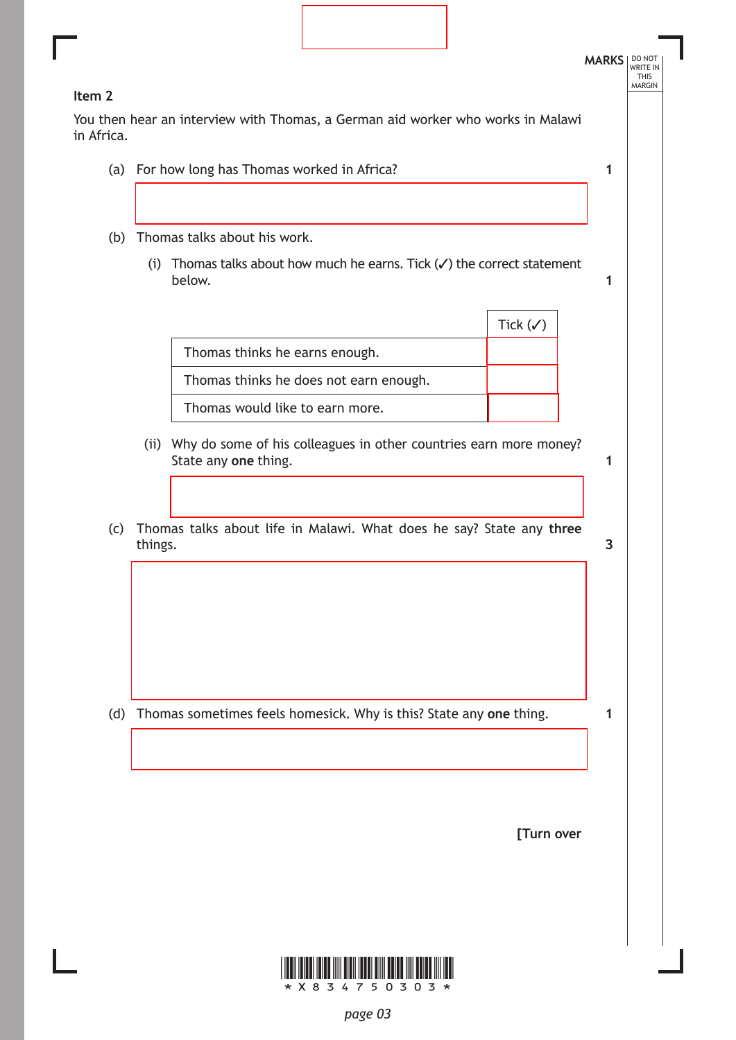MARKS

**Item 2**

You then hear an interview with Thomas, a German aid worker who works in Malawi in Africa.

(a) For how long has Thomas worked in Africa? **1**

(b) Thomas talks about his work.

(i) Thomas talks about how much he earns. Tick (✓) the correct statement below. **1**

| | Tick (✓) |
|---|---|
| Thomas thinks he earns enough. | |
| Thomas thinks he does not earn enough. | |
| Thomas would like to earn more. | |

(ii) Why do some of his colleagues in other countries earn more money? State any **one** thing. **1**

(c) Thomas talks about life in Malawi. What does he say? State any **three** things. **3**

(d) Thomas sometimes feels homesick. Why is this? State any **one** thing. **1**

**[Turn over**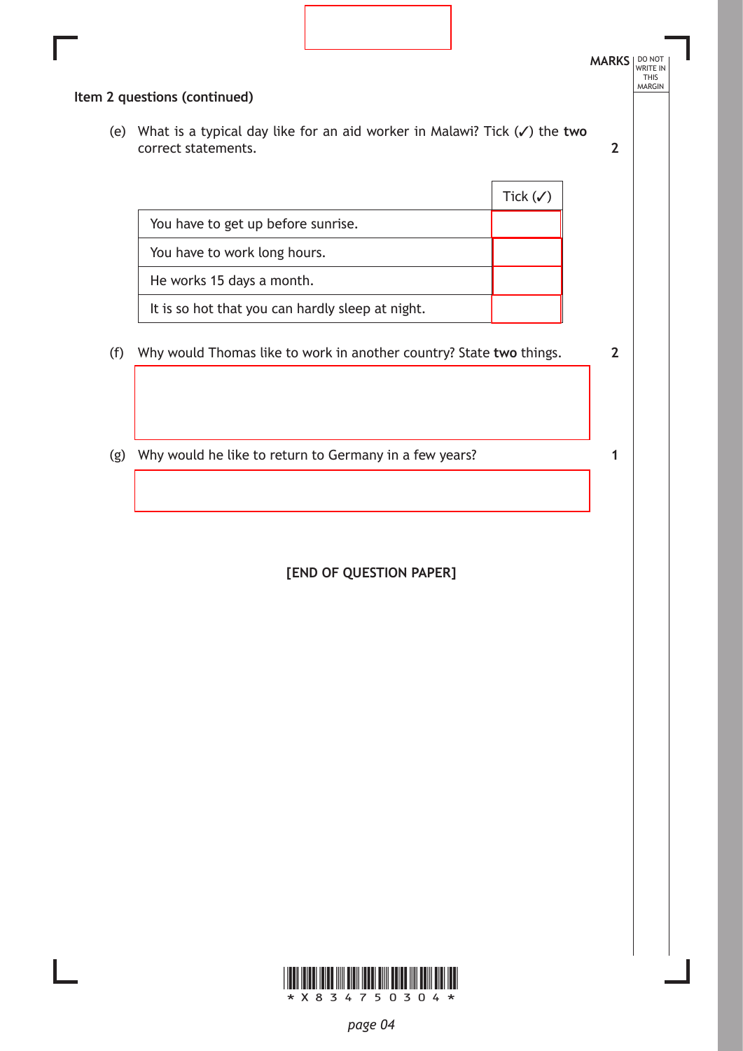**Item 2 questions (continued)**

MARKS

(e) What is a typical day like for an aid worker in Malawi? Tick (✓) the **two** correct statements. **2**

| | Tick (✓) |
|---|---|
| You have to get up before sunrise. | |
| You have to work long hours. | |
| He works 15 days a month. | |
| It is so hot that you can hardly sleep at night. | |

(f) Why would Thomas like to work in another country? State **two** things. **2**

(g) Why would he like to return to Germany in a few years? **1**

**[END OF QUESTION PAPER]**

* X 8 3 4 7 5 0 3 0 4 *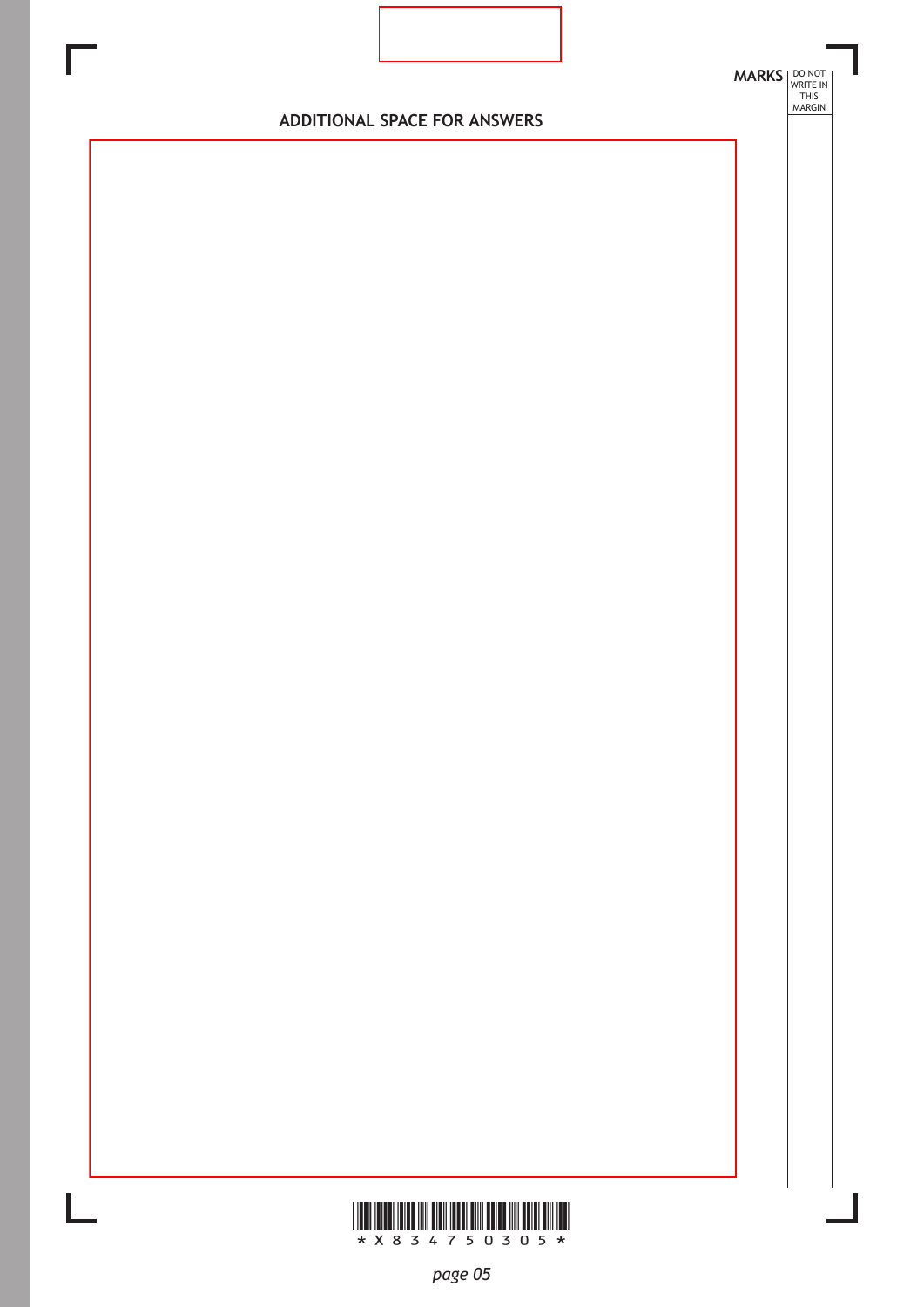MARKS DO NOT WRITE IN THIS MARGIN

## ADDITIONAL SPACE FOR ANSWERS

*X834750305*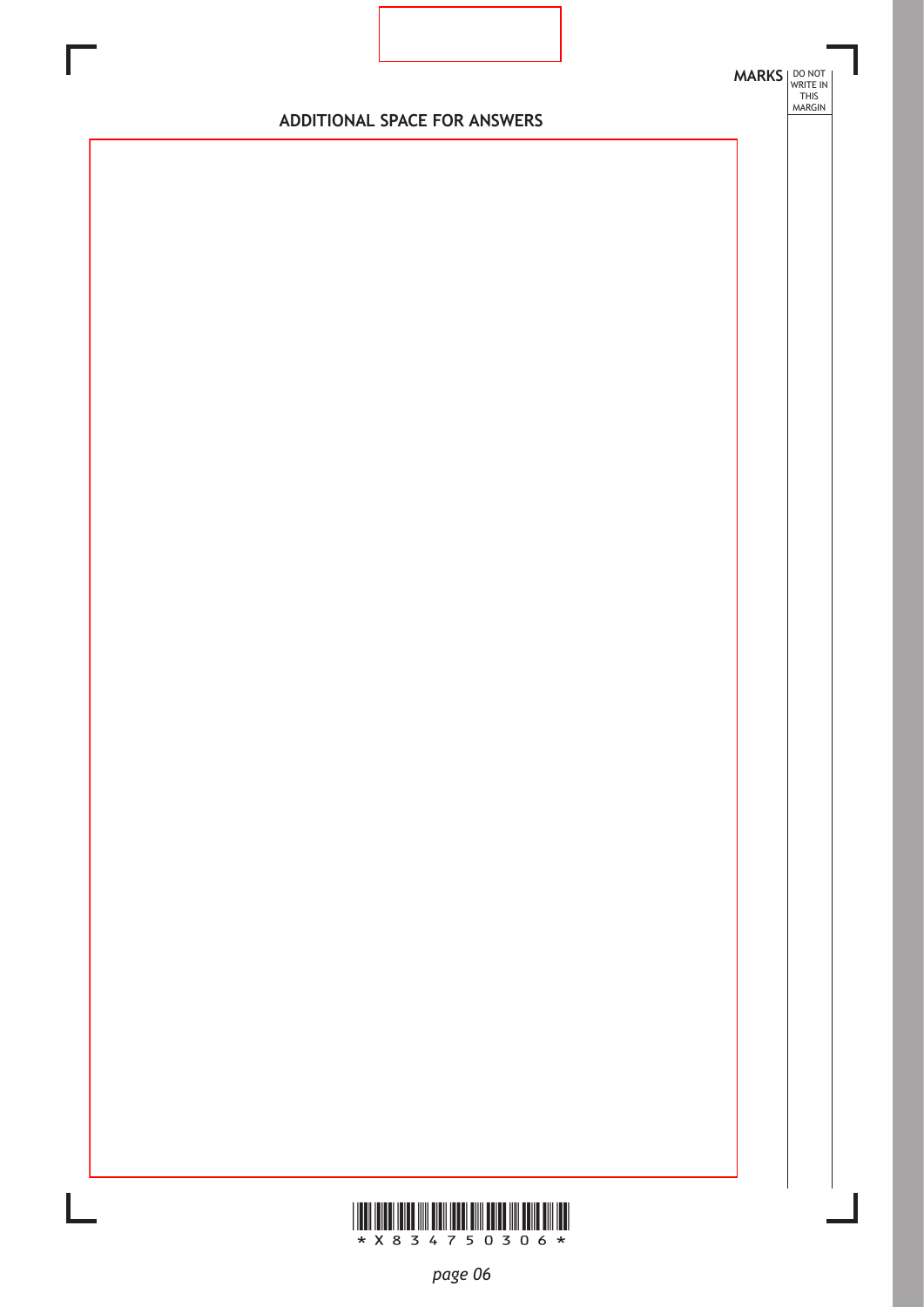MARKS | DO NOT WRITE IN THIS MARGIN

## ADDITIONAL SPACE FOR ANSWERS

*X834750306*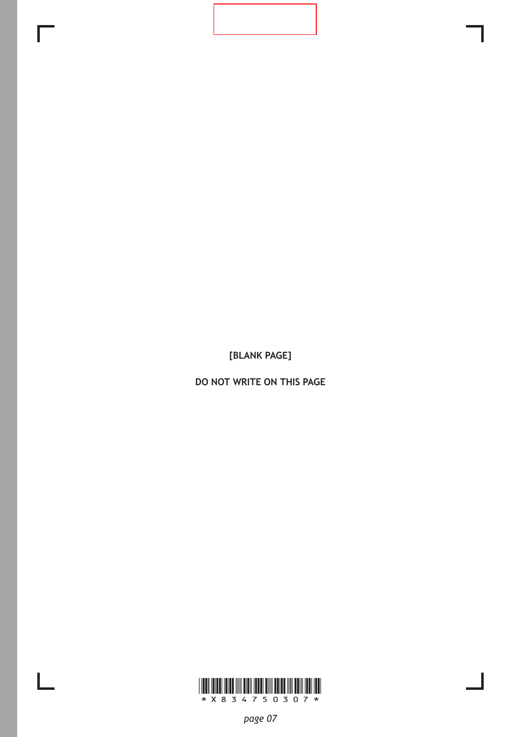[BLANK PAGE]

DO NOT WRITE ON THIS PAGE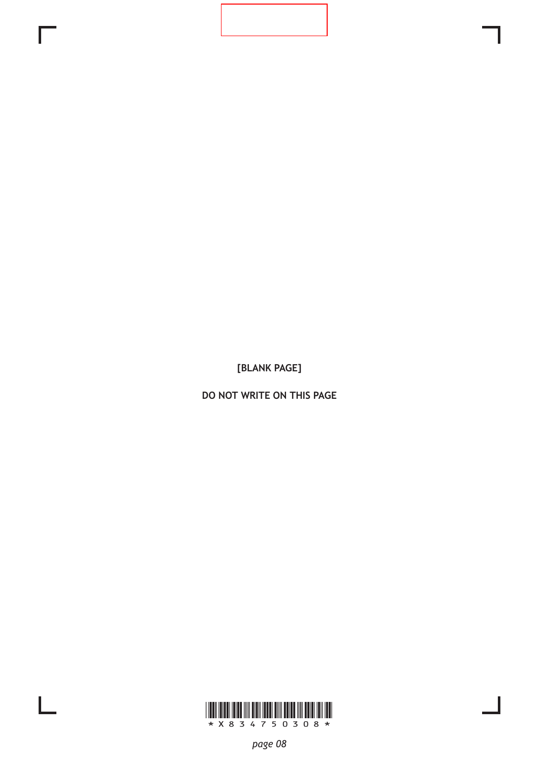[BLANK PAGE]

DO NOT WRITE ON THIS PAGE